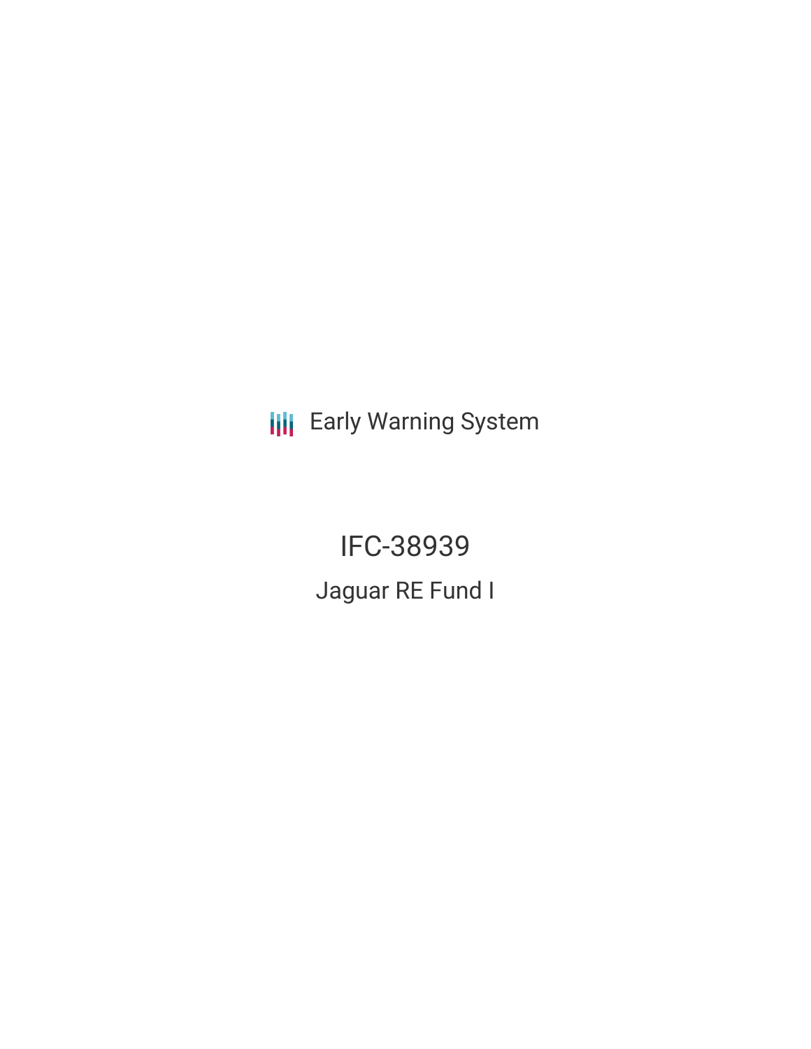Early Warning System

# IFC-38939

## Jaguar RE Fund I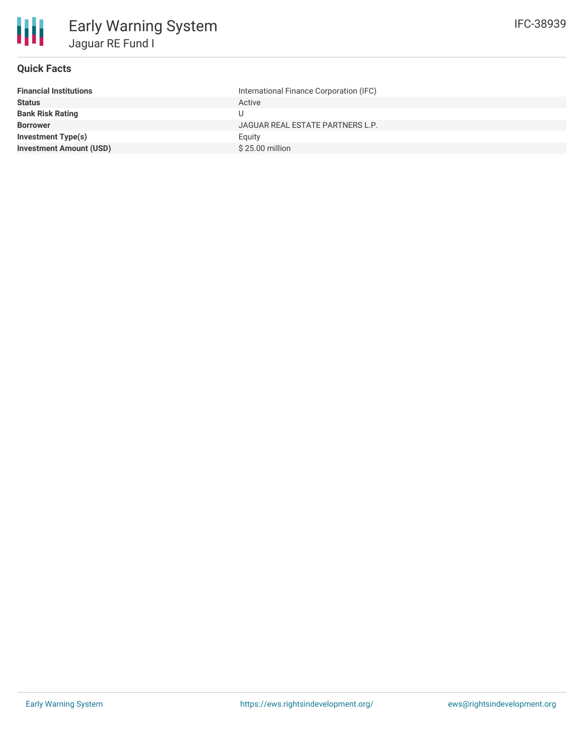# Early Warning System

## Jaguar RE Fund I

IFC-38939

### Quick Facts

| | |
|---|---|
| **Financial Institutions** | International Finance Corporation (IFC) |
| **Status** | Active |
| **Bank Risk Rating** | U |
| **Borrower** | JAGUAR REAL ESTATE PARTNERS L.P. |
| **Investment Type(s)** | Equity |
| **Investment Amount (USD)** | $ 25.00 million |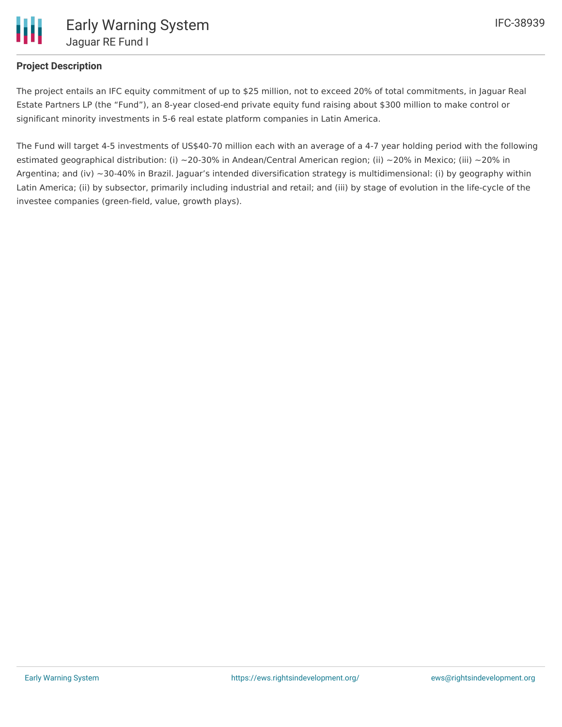## Project Description

The project entails an IFC equity commitment of up to $25 million, not to exceed 20% of total commitments, in Jaguar Real Estate Partners LP (the "Fund"), an 8-year closed-end private equity fund raising about $300 million to make control or significant minority investments in 5-6 real estate platform companies in Latin America.

The Fund will target 4-5 investments of US$40-70 million each with an average of a 4-7 year holding period with the following estimated geographical distribution: (i) ~20-30% in Andean/Central American region; (ii) ~20% in Mexico; (iii) ~20% in Argentina; and (iv) ~30-40% in Brazil. Jaguar's intended diversification strategy is multidimensional: (i) by geography within Latin America; (ii) by subsector, primarily including industrial and retail; and (iii) by stage of evolution in the life-cycle of the investee companies (green-field, value, growth plays).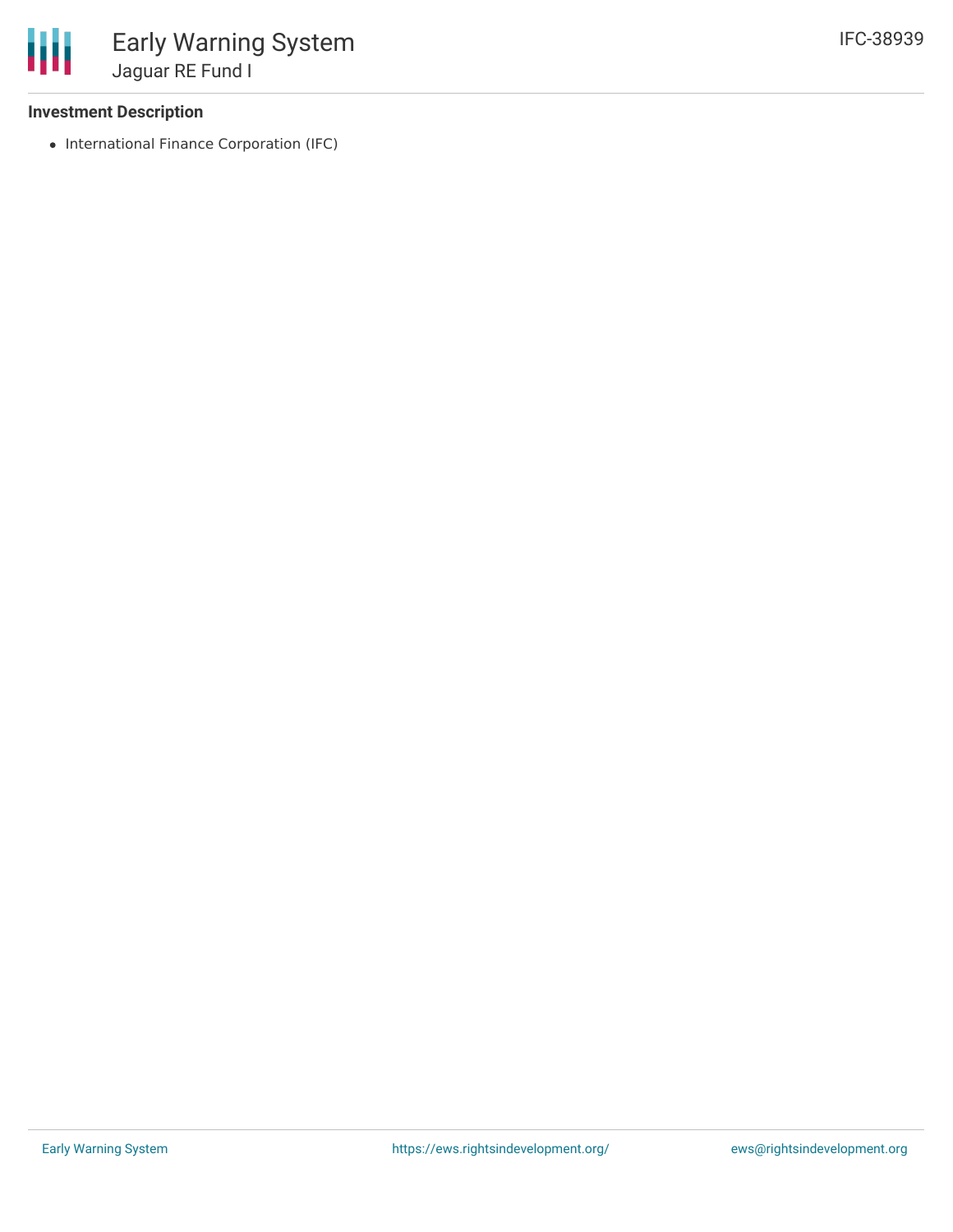### Investment Description

- International Finance Corporation (IFC)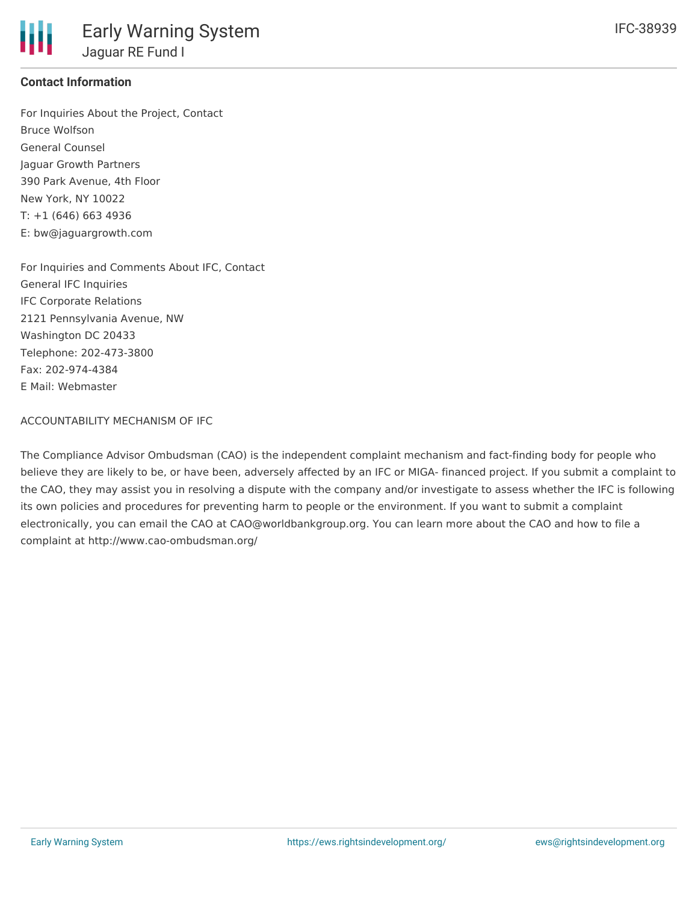**Contact Information**

For Inquiries About the Project, Contact
Bruce Wolfson
General Counsel
Jaguar Growth Partners
390 Park Avenue, 4th Floor
New York, NY 10022
T: +1 (646) 663 4936
E: bw@jaguargrowth.com

For Inquiries and Comments About IFC, Contact
General IFC Inquiries
IFC Corporate Relations
2121 Pennsylvania Avenue, NW
Washington DC 20433
Telephone: 202-473-3800
Fax: 202-974-4384
E Mail: Webmaster

ACCOUNTABILITY MECHANISM OF IFC

The Compliance Advisor Ombudsman (CAO) is the independent complaint mechanism and fact-finding body for people who believe they are likely to be, or have been, adversely affected by an IFC or MIGA- financed project. If you submit a complaint to the CAO, they may assist you in resolving a dispute with the company and/or investigate to assess whether the IFC is following its own policies and procedures for preventing harm to people or the environment. If you want to submit a complaint electronically, you can email the CAO at CAO@worldbankgroup.org. You can learn more about the CAO and how to file a complaint at http://www.cao-ombudsman.org/